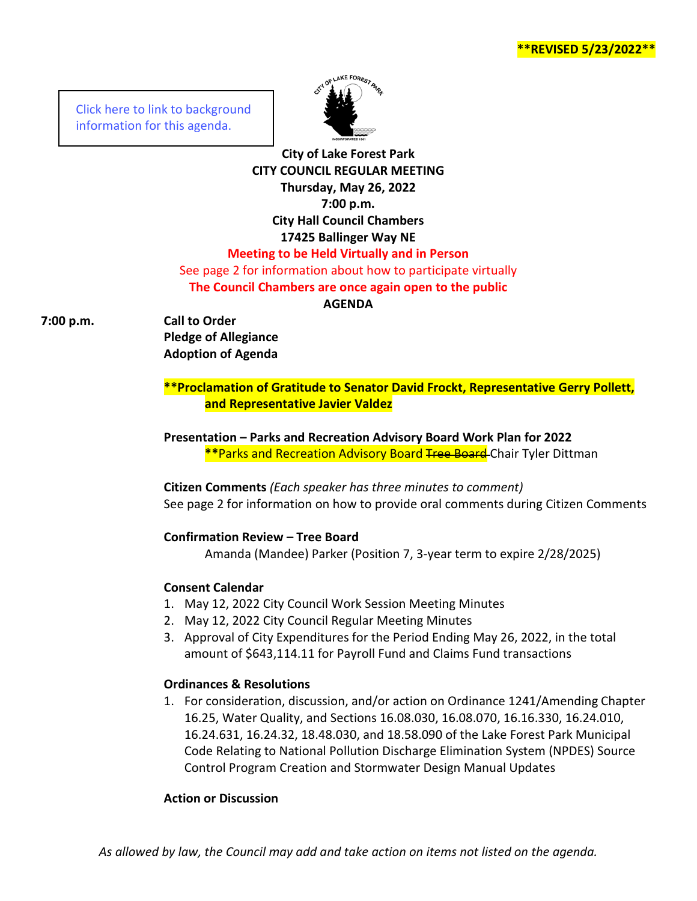**\*\*REVISED 5/23/2022\*\***

Click here to link to background information for this agenda.

**City of Lake Forest Park**
**CITY COUNCIL REGULAR MEETING**
**Thursday, May 26, 2022**
**7:00 p.m.**
**City Hall Council Chambers**
**17425 Ballinger Way NE**

**Meeting to be Held Virtually and in Person**

See page 2 for information about how to participate virtually

**The Council Chambers are once again open to the public**

**AGENDA**

**7:00 p.m.** **Call to Order**
**Pledge of Allegiance**
**Adoption of Agenda**

**\*\*Proclamation of Gratitude to Senator David Frockt, Representative Gerry Pollett, and Representative Javier Valdez**

**Presentation – Parks and Recreation Advisory Board Work Plan for 2022**
\*\*Parks and Recreation Advisory Board ~~Tree Board~~ Chair Tyler Dittman

**Citizen Comments** *(Each speaker has three minutes to comment)*
See page 2 for information on how to provide oral comments during Citizen Comments

**Confirmation Review – Tree Board**
Amanda (Mandee) Parker (Position 7, 3-year term to expire 2/28/2025)

**Consent Calendar**

1. May 12, 2022 City Council Work Session Meeting Minutes
2. May 12, 2022 City Council Regular Meeting Minutes
3. Approval of City Expenditures for the Period Ending May 26, 2022, in the total amount of $643,114.11 for Payroll Fund and Claims Fund transactions

**Ordinances & Resolutions**

1. For consideration, discussion, and/or action on Ordinance 1241/Amending Chapter 16.25, Water Quality, and Sections 16.08.030, 16.08.070, 16.16.330, 16.24.010, 16.24.631, 16.24.32, 18.48.030, and 18.58.090 of the Lake Forest Park Municipal Code Relating to National Pollution Discharge Elimination System (NPDES) Source Control Program Creation and Stormwater Design Manual Updates

**Action or Discussion**

*As allowed by law, the Council may add and take action on items not listed on the agenda.*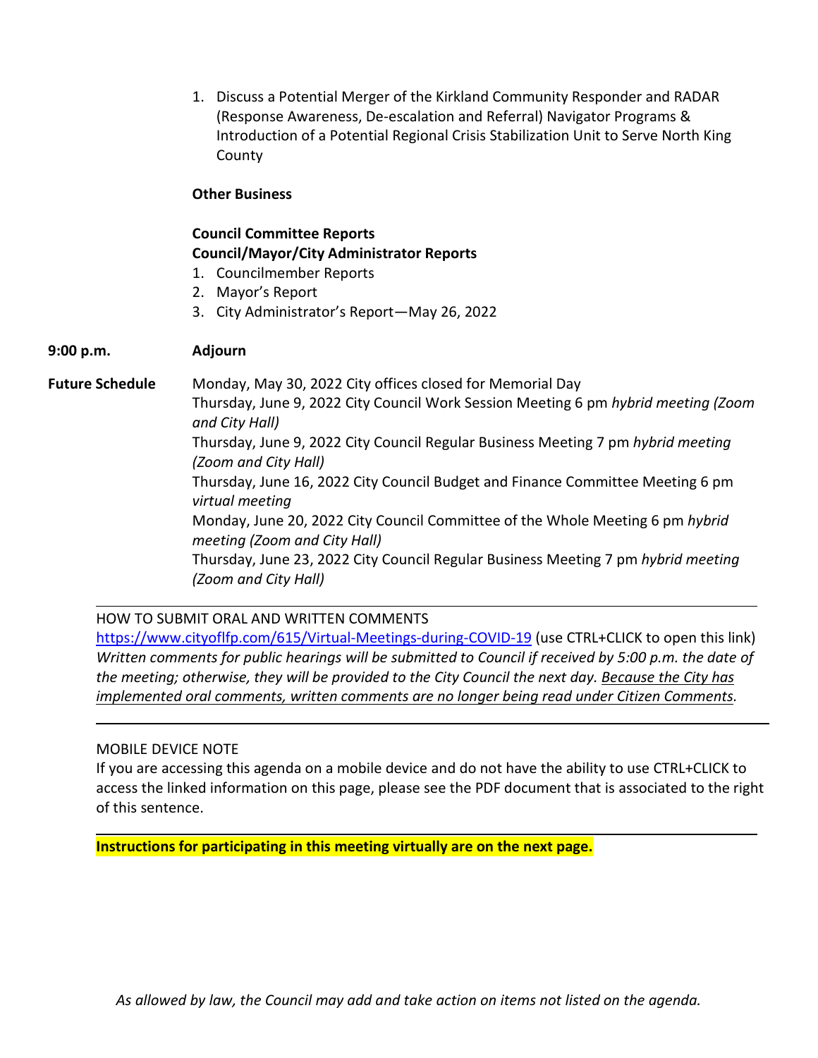1. Discuss a Potential Merger of the Kirkland Community Responder and RADAR (Response Awareness, De-escalation and Referral) Navigator Programs & Introduction of a Potential Regional Crisis Stabilization Unit to Serve North King County

**Other Business**

**Council Committee Reports**
**Council/Mayor/City Administrator Reports**

1. Councilmember Reports
2. Mayor's Report
3. City Administrator's Report—May 26, 2022

**9:00 p.m.** **Adjourn**

**Future Schedule**

Monday, May 30, 2022 City offices closed for Memorial Day
Thursday, June 9, 2022 City Council Work Session Meeting 6 pm *hybrid meeting (Zoom and City Hall)*
Thursday, June 9, 2022 City Council Regular Business Meeting 7 pm *hybrid meeting (Zoom and City Hall)*
Thursday, June 16, 2022 City Council Budget and Finance Committee Meeting 6 pm *virtual meeting*
Monday, June 20, 2022 City Council Committee of the Whole Meeting 6 pm *hybrid meeting (Zoom and City Hall)*
Thursday, June 23, 2022 City Council Regular Business Meeting 7 pm *hybrid meeting (Zoom and City Hall)*

---

HOW TO SUBMIT ORAL AND WRITTEN COMMENTS
https://www.cityoflfp.com/615/Virtual-Meetings-during-COVID-19 (use CTRL+CLICK to open this link)
*Written comments for public hearings will be submitted to Council if received by 5:00 p.m. the date of the meeting; otherwise, they will be provided to the City Council the next day. Because the City has implemented oral comments, written comments are no longer being read under Citizen Comments.*

---

MOBILE DEVICE NOTE
If you are accessing this agenda on a mobile device and do not have the ability to use CTRL+CLICK to access the linked information on this page, please see the PDF document that is associated to the right of this sentence.

---

**Instructions for participating in this meeting virtually are on the next page.**

*As allowed by law, the Council may add and take action on items not listed on the agenda.*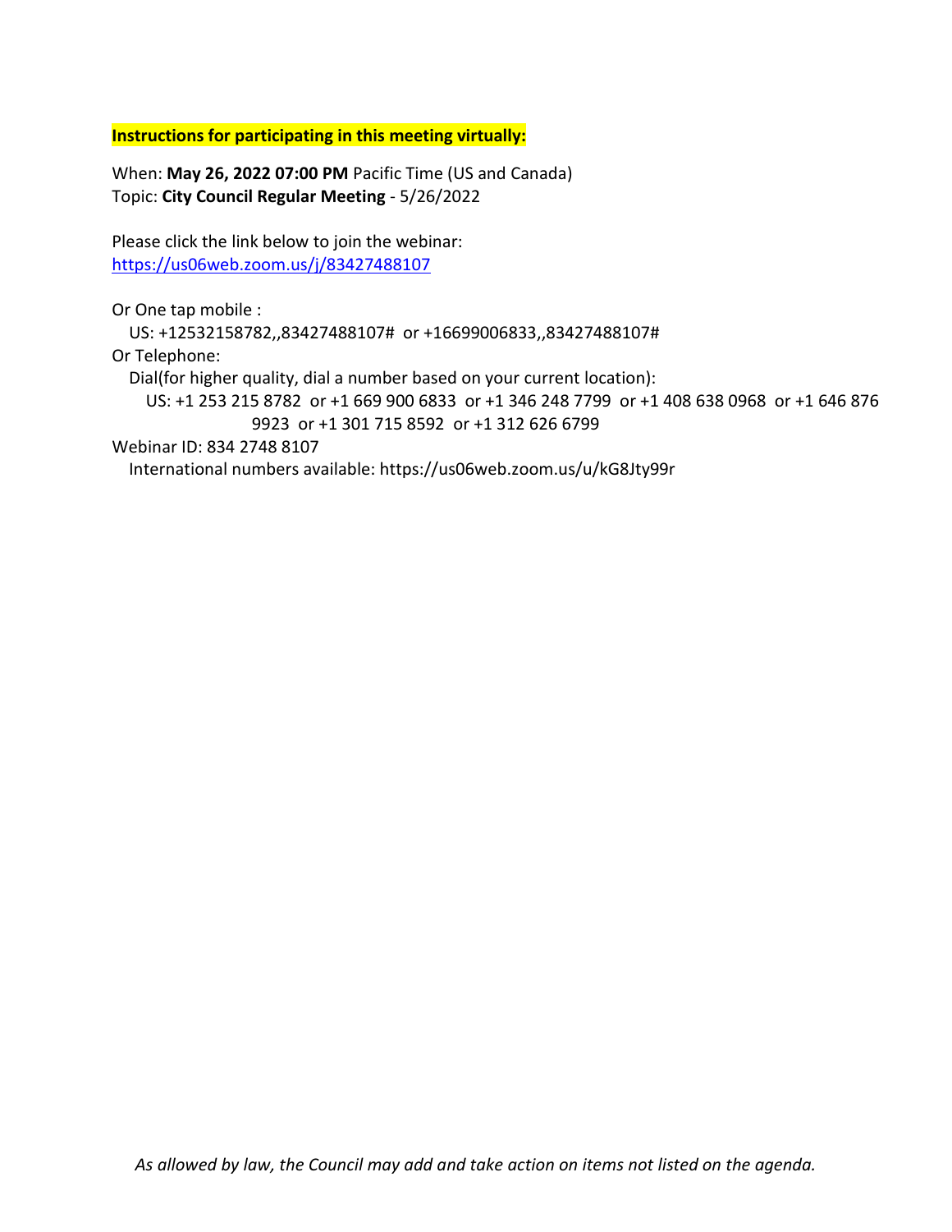**Instructions for participating in this meeting virtually:**

When: **May 26, 2022 07:00 PM** Pacific Time (US and Canada)
Topic: **City Council Regular Meeting** - 5/26/2022

Please click the link below to join the webinar:
https://us06web.zoom.us/j/83427488107

Or One tap mobile :
US: +12532158782,,83427488107# or +16699006833,,83427488107#

Or Telephone:
Dial(for higher quality, dial a number based on your current location):
US: +1 253 215 8782 or +1 669 900 6833 or +1 346 248 7799 or +1 408 638 0968 or +1 646 876 9923 or +1 301 715 8592 or +1 312 626 6799

Webinar ID: 834 2748 8107
International numbers available: https://us06web.zoom.us/u/kG8Jty99r

*As allowed by law, the Council may add and take action on items not listed on the agenda.*